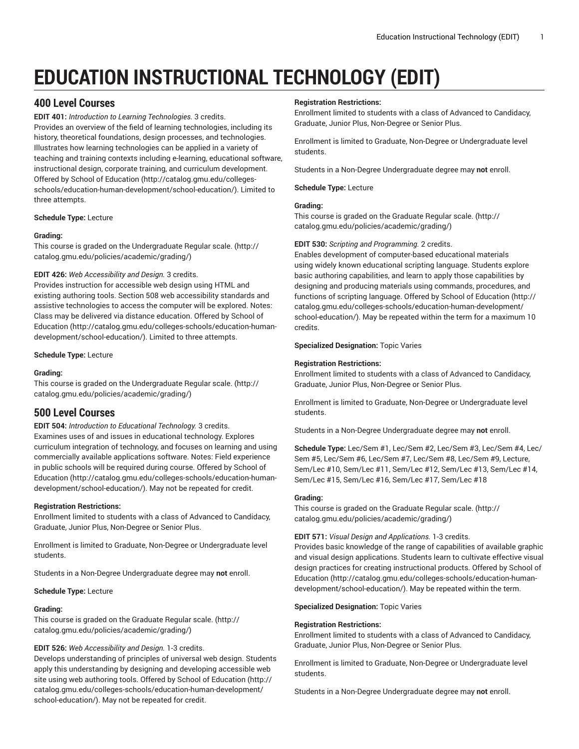# EDUCATION INSTRUCTIONAL TECHNOLOGY (EDIT)

## 400 Level Courses

**EDIT 401:** *Introduction to Learning Technologies.* 3 credits.
Provides an overview of the field of learning technologies, including its history, theoretical foundations, design processes, and technologies. Illustrates how learning technologies can be applied in a variety of teaching and training contexts including e-learning, educational software, instructional design, corporate training, and curriculum development. Offered by School of Education (http://catalog.gmu.edu/colleges-schools/education-human-development/school-education/). Limited to three attempts.

**Schedule Type:** Lecture

**Grading:**
This course is graded on the Undergraduate Regular scale. (http://catalog.gmu.edu/policies/academic/grading/)

**EDIT 426:** *Web Accessibility and Design.* 3 credits.
Provides instruction for accessible web design using HTML and existing authoring tools. Section 508 web accessibility standards and assistive technologies to access the computer will be explored. Notes: Class may be delivered via distance education. Offered by School of Education (http://catalog.gmu.edu/colleges-schools/education-human-development/school-education/). Limited to three attempts.

**Schedule Type:** Lecture

**Grading:**
This course is graded on the Undergraduate Regular scale. (http://catalog.gmu.edu/policies/academic/grading/)

## 500 Level Courses

**EDIT 504:** *Introduction to Educational Technology.* 3 credits.
Examines uses of and issues in educational technology. Explores curriculum integration of technology, and focuses on learning and using commercially available applications software. Notes: Field experience in public schools will be required during course. Offered by School of Education (http://catalog.gmu.edu/colleges-schools/education-human-development/school-education/). May not be repeated for credit.

**Registration Restrictions:**
Enrollment limited to students with a class of Advanced to Candidacy, Graduate, Junior Plus, Non-Degree or Senior Plus.

Enrollment is limited to Graduate, Non-Degree or Undergraduate level students.

Students in a Non-Degree Undergraduate degree may **not** enroll.

**Schedule Type:** Lecture

**Grading:**
This course is graded on the Graduate Regular scale. (http://catalog.gmu.edu/policies/academic/grading/)

**EDIT 526:** *Web Accessibility and Design.* 1-3 credits.
Develops understanding of principles of universal web design. Students apply this understanding by designing and developing accessible web site using web authoring tools. Offered by School of Education (http://catalog.gmu.edu/colleges-schools/education-human-development/school-education/). May not be repeated for credit.

**Registration Restrictions:**
Enrollment limited to students with a class of Advanced to Candidacy, Graduate, Junior Plus, Non-Degree or Senior Plus.

Enrollment is limited to Graduate, Non-Degree or Undergraduate level students.

Students in a Non-Degree Undergraduate degree may **not** enroll.

**Schedule Type:** Lecture

**Grading:**
This course is graded on the Graduate Regular scale. (http://catalog.gmu.edu/policies/academic/grading/)

**EDIT 530:** *Scripting and Programming.* 2 credits.
Enables development of computer-based educational materials using widely known educational scripting language. Students explore basic authoring capabilities, and learn to apply those capabilities by designing and producing materials using commands, procedures, and functions of scripting language. Offered by School of Education (http://catalog.gmu.edu/colleges-schools/education-human-development/school-education/). May be repeated within the term for a maximum 10 credits.

**Specialized Designation:** Topic Varies

**Registration Restrictions:**
Enrollment limited to students with a class of Advanced to Candidacy, Graduate, Junior Plus, Non-Degree or Senior Plus.

Enrollment is limited to Graduate, Non-Degree or Undergraduate level students.

Students in a Non-Degree Undergraduate degree may **not** enroll.

**Schedule Type:** Lec/Sem #1, Lec/Sem #2, Lec/Sem #3, Lec/Sem #4, Lec/Sem #5, Lec/Sem #6, Lec/Sem #7, Lec/Sem #8, Lec/Sem #9, Lecture, Sem/Lec #10, Sem/Lec #11, Sem/Lec #12, Sem/Lec #13, Sem/Lec #14, Sem/Lec #15, Sem/Lec #16, Sem/Lec #17, Sem/Lec #18

**Grading:**
This course is graded on the Graduate Regular scale. (http://catalog.gmu.edu/policies/academic/grading/)

**EDIT 571:** *Visual Design and Applications.* 1-3 credits.
Provides basic knowledge of the range of capabilities of available graphic and visual design applications. Students learn to cultivate effective visual design practices for creating instructional products. Offered by School of Education (http://catalog.gmu.edu/colleges-schools/education-human-development/school-education/). May be repeated within the term.

**Specialized Designation:** Topic Varies

**Registration Restrictions:**
Enrollment limited to students with a class of Advanced to Candidacy, Graduate, Junior Plus, Non-Degree or Senior Plus.

Enrollment is limited to Graduate, Non-Degree or Undergraduate level students.

Students in a Non-Degree Undergraduate degree may **not** enroll.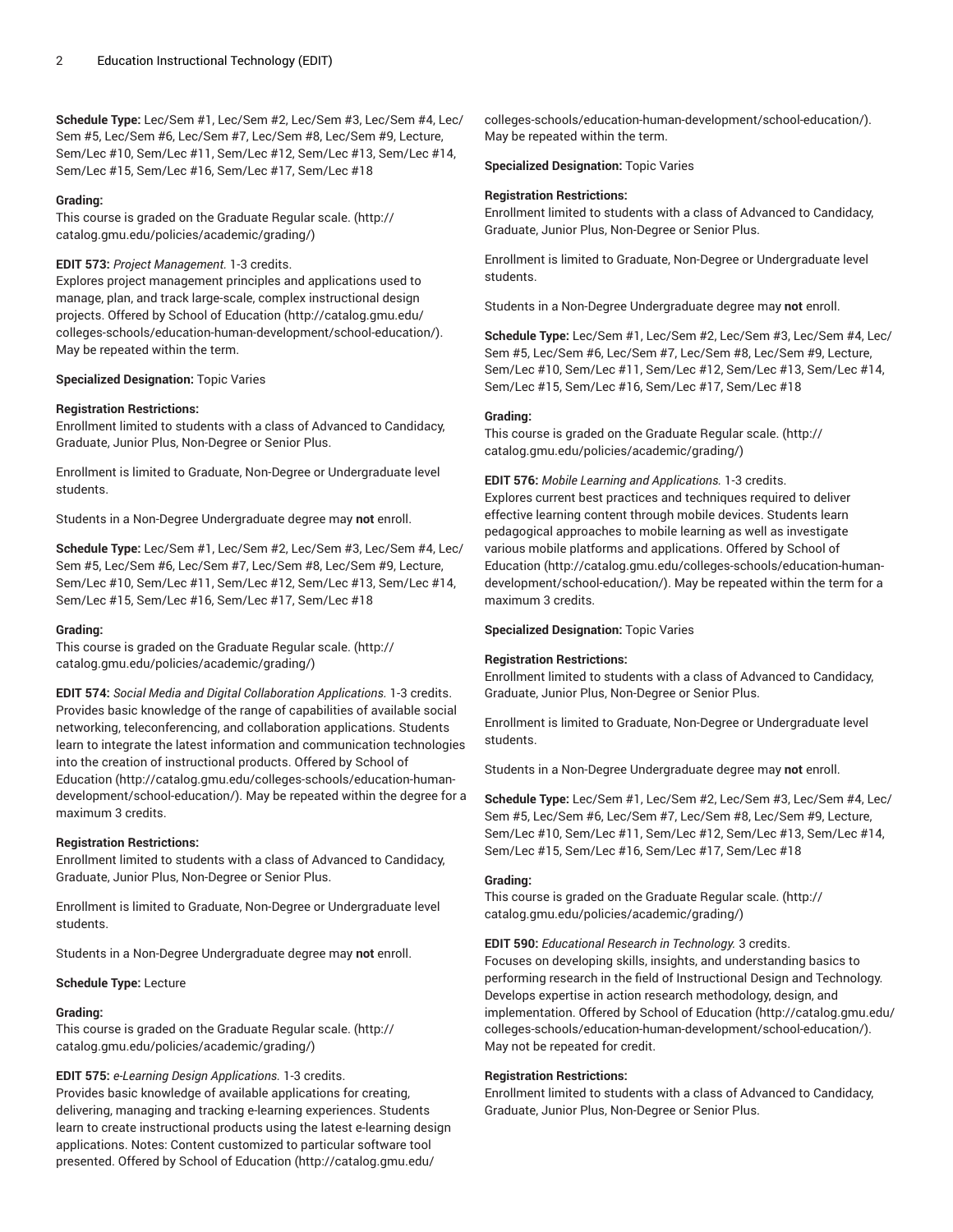**Schedule Type:** Lec/Sem #1, Lec/Sem #2, Lec/Sem #3, Lec/Sem #4, Lec/Sem #5, Lec/Sem #6, Lec/Sem #7, Lec/Sem #8, Lec/Sem #9, Lecture, Sem/Lec #10, Sem/Lec #11, Sem/Lec #12, Sem/Lec #13, Sem/Lec #14, Sem/Lec #15, Sem/Lec #16, Sem/Lec #17, Sem/Lec #18

**Grading:**
This course is graded on the Graduate Regular scale. (http://catalog.gmu.edu/policies/academic/grading/)

**EDIT 573:** *Project Management.* 1-3 credits.
Explores project management principles and applications used to manage, plan, and track large-scale, complex instructional design projects. Offered by School of Education (http://catalog.gmu.edu/colleges-schools/education-human-development/school-education/). May be repeated within the term.

**Specialized Designation:** Topic Varies

**Registration Restrictions:**
Enrollment limited to students with a class of Advanced to Candidacy, Graduate, Junior Plus, Non-Degree or Senior Plus.

Enrollment is limited to Graduate, Non-Degree or Undergraduate level students.

Students in a Non-Degree Undergraduate degree may **not** enroll.

**Schedule Type:** Lec/Sem #1, Lec/Sem #2, Lec/Sem #3, Lec/Sem #4, Lec/Sem #5, Lec/Sem #6, Lec/Sem #7, Lec/Sem #8, Lec/Sem #9, Lecture, Sem/Lec #10, Sem/Lec #11, Sem/Lec #12, Sem/Lec #13, Sem/Lec #14, Sem/Lec #15, Sem/Lec #16, Sem/Lec #17, Sem/Lec #18

**Grading:**
This course is graded on the Graduate Regular scale. (http://catalog.gmu.edu/policies/academic/grading/)

**EDIT 574:** *Social Media and Digital Collaboration Applications.* 1-3 credits.
Provides basic knowledge of the range of capabilities of available social networking, teleconferencing, and collaboration applications. Students learn to integrate the latest information and communication technologies into the creation of instructional products. Offered by School of Education (http://catalog.gmu.edu/colleges-schools/education-human-development/school-education/). May be repeated within the degree for a maximum 3 credits.

**Registration Restrictions:**
Enrollment limited to students with a class of Advanced to Candidacy, Graduate, Junior Plus, Non-Degree or Senior Plus.

Enrollment is limited to Graduate, Non-Degree or Undergraduate level students.

Students in a Non-Degree Undergraduate degree may **not** enroll.

**Schedule Type:** Lecture

**Grading:**
This course is graded on the Graduate Regular scale. (http://catalog.gmu.edu/policies/academic/grading/)

**EDIT 575:** *e-Learning Design Applications.* 1-3 credits.
Provides basic knowledge of available applications for creating, delivering, managing and tracking e-learning experiences. Students learn to create instructional products using the latest e-learning design applications. Notes: Content customized to particular software tool presented. Offered by School of Education (http://catalog.gmu.edu/colleges-schools/education-human-development/school-education/). May be repeated within the term.

**Specialized Designation:** Topic Varies

**Registration Restrictions:**
Enrollment limited to students with a class of Advanced to Candidacy, Graduate, Junior Plus, Non-Degree or Senior Plus.

Enrollment is limited to Graduate, Non-Degree or Undergraduate level students.

Students in a Non-Degree Undergraduate degree may **not** enroll.

**Schedule Type:** Lec/Sem #1, Lec/Sem #2, Lec/Sem #3, Lec/Sem #4, Lec/Sem #5, Lec/Sem #6, Lec/Sem #7, Lec/Sem #8, Lec/Sem #9, Lecture, Sem/Lec #10, Sem/Lec #11, Sem/Lec #12, Sem/Lec #13, Sem/Lec #14, Sem/Lec #15, Sem/Lec #16, Sem/Lec #17, Sem/Lec #18

**Grading:**
This course is graded on the Graduate Regular scale. (http://catalog.gmu.edu/policies/academic/grading/)

**EDIT 576:** *Mobile Learning and Applications.* 1-3 credits.
Explores current best practices and techniques required to deliver effective learning content through mobile devices. Students learn pedagogical approaches to mobile learning as well as investigate various mobile platforms and applications. Offered by School of Education (http://catalog.gmu.edu/colleges-schools/education-human-development/school-education/). May be repeated within the term for a maximum 3 credits.

**Specialized Designation:** Topic Varies

**Registration Restrictions:**
Enrollment limited to students with a class of Advanced to Candidacy, Graduate, Junior Plus, Non-Degree or Senior Plus.

Enrollment is limited to Graduate, Non-Degree or Undergraduate level students.

Students in a Non-Degree Undergraduate degree may **not** enroll.

**Schedule Type:** Lec/Sem #1, Lec/Sem #2, Lec/Sem #3, Lec/Sem #4, Lec/Sem #5, Lec/Sem #6, Lec/Sem #7, Lec/Sem #8, Lec/Sem #9, Lecture, Sem/Lec #10, Sem/Lec #11, Sem/Lec #12, Sem/Lec #13, Sem/Lec #14, Sem/Lec #15, Sem/Lec #16, Sem/Lec #17, Sem/Lec #18

**Grading:**
This course is graded on the Graduate Regular scale. (http://catalog.gmu.edu/policies/academic/grading/)

**EDIT 590:** *Educational Research in Technology.* 3 credits.
Focuses on developing skills, insights, and understanding basics to performing research in the field of Instructional Design and Technology. Develops expertise in action research methodology, design, and implementation. Offered by School of Education (http://catalog.gmu.edu/colleges-schools/education-human-development/school-education/). May not be repeated for credit.

**Registration Restrictions:**
Enrollment limited to students with a class of Advanced to Candidacy, Graduate, Junior Plus, Non-Degree or Senior Plus.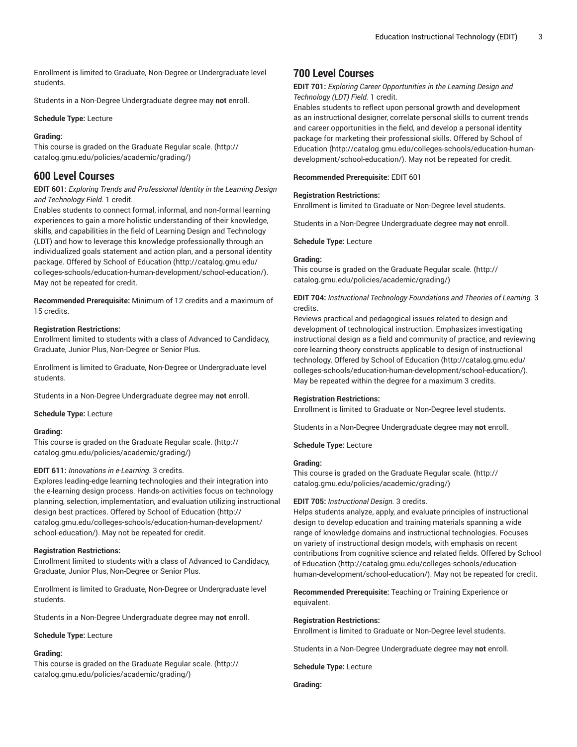Enrollment is limited to Graduate, Non-Degree or Undergraduate level students.

Students in a Non-Degree Undergraduate degree may **not** enroll.

**Schedule Type:** Lecture

**Grading:**
This course is graded on the Graduate Regular scale. (http://catalog.gmu.edu/policies/academic/grading/)

## 600 Level Courses

**EDIT 601:** *Exploring Trends and Professional Identity in the Learning Design and Technology Field.* 1 credit.
Enables students to connect formal, informal, and non-formal learning experiences to gain a more holistic understanding of their knowledge, skills, and capabilities in the field of Learning Design and Technology (LDT) and how to leverage this knowledge professionally through an individualized goals statement and action plan, and a personal identity package. Offered by School of Education (http://catalog.gmu.edu/colleges-schools/education-human-development/school-education/). May not be repeated for credit.

**Recommended Prerequisite:** Minimum of 12 credits and a maximum of 15 credits.

**Registration Restrictions:**
Enrollment limited to students with a class of Advanced to Candidacy, Graduate, Junior Plus, Non-Degree or Senior Plus.

Enrollment is limited to Graduate, Non-Degree or Undergraduate level students.

Students in a Non-Degree Undergraduate degree may **not** enroll.

**Schedule Type:** Lecture

**Grading:**
This course is graded on the Graduate Regular scale. (http://catalog.gmu.edu/policies/academic/grading/)

**EDIT 611:** *Innovations in e-Learning.* 3 credits.
Explores leading-edge learning technologies and their integration into the e-learning design process. Hands-on activities focus on technology planning, selection, implementation, and evaluation utilizing instructional design best practices. Offered by School of Education (http://catalog.gmu.edu/colleges-schools/education-human-development/school-education/). May not be repeated for credit.

**Registration Restrictions:**
Enrollment limited to students with a class of Advanced to Candidacy, Graduate, Junior Plus, Non-Degree or Senior Plus.

Enrollment is limited to Graduate, Non-Degree or Undergraduate level students.

Students in a Non-Degree Undergraduate degree may **not** enroll.

**Schedule Type:** Lecture

**Grading:**
This course is graded on the Graduate Regular scale. (http://catalog.gmu.edu/policies/academic/grading/)

## 700 Level Courses

**EDIT 701:** *Exploring Career Opportunities in the Learning Design and Technology (LDT) Field.* 1 credit.
Enables students to reflect upon personal growth and development as an instructional designer, correlate personal skills to current trends and career opportunities in the field, and develop a personal identity package for marketing their professional skills. Offered by School of Education (http://catalog.gmu.edu/colleges-schools/education-human-development/school-education/). May not be repeated for credit.

**Recommended Prerequisite:** EDIT 601

**Registration Restrictions:**
Enrollment is limited to Graduate or Non-Degree level students.

Students in a Non-Degree Undergraduate degree may **not** enroll.

**Schedule Type:** Lecture

**Grading:**
This course is graded on the Graduate Regular scale. (http://catalog.gmu.edu/policies/academic/grading/)

**EDIT 704:** *Instructional Technology Foundations and Theories of Learning.* 3 credits.
Reviews practical and pedagogical issues related to design and development of technological instruction. Emphasizes investigating instructional design as a field and community of practice, and reviewing core learning theory constructs applicable to design of instructional technology. Offered by School of Education (http://catalog.gmu.edu/colleges-schools/education-human-development/school-education/). May be repeated within the degree for a maximum 3 credits.

**Registration Restrictions:**
Enrollment is limited to Graduate or Non-Degree level students.

Students in a Non-Degree Undergraduate degree may **not** enroll.

**Schedule Type:** Lecture

**Grading:**
This course is graded on the Graduate Regular scale. (http://catalog.gmu.edu/policies/academic/grading/)

**EDIT 705:** *Instructional Design.* 3 credits.
Helps students analyze, apply, and evaluate principles of instructional design to develop education and training materials spanning a wide range of knowledge domains and instructional technologies. Focuses on variety of instructional design models, with emphasis on recent contributions from cognitive science and related fields. Offered by School of Education (http://catalog.gmu.edu/colleges-schools/education-human-development/school-education/). May not be repeated for credit.

**Recommended Prerequisite:** Teaching or Training Experience or equivalent.

**Registration Restrictions:**
Enrollment is limited to Graduate or Non-Degree level students.

Students in a Non-Degree Undergraduate degree may **not** enroll.

**Schedule Type:** Lecture

**Grading:**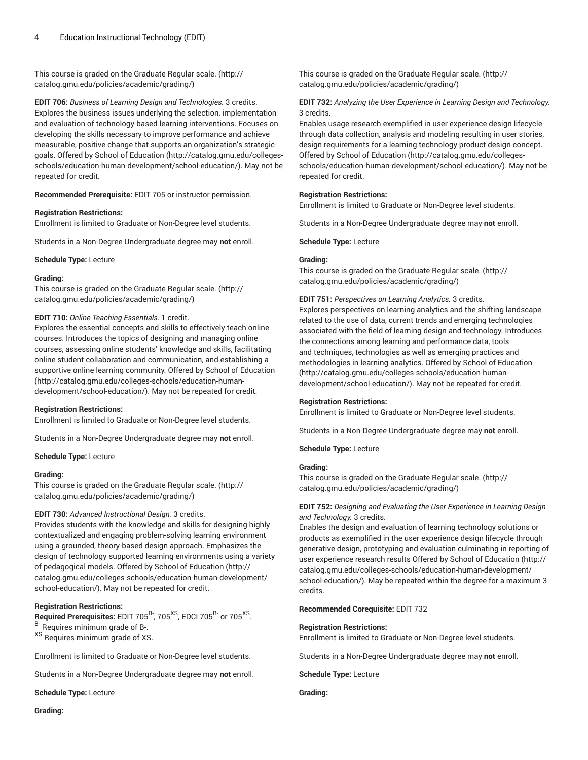This course is graded on the Graduate Regular scale. (http://catalog.gmu.edu/policies/academic/grading/)

**EDIT 706:** *Business of Learning Design and Technologies.* 3 credits.
Explores the business issues underlying the selection, implementation and evaluation of technology-based learning interventions. Focuses on developing the skills necessary to improve performance and achieve measurable, positive change that supports an organization's strategic goals. Offered by School of Education (http://catalog.gmu.edu/colleges-schools/education-human-development/school-education/). May not be repeated for credit.

**Recommended Prerequisite:** EDIT 705 or instructor permission.

**Registration Restrictions:**
Enrollment is limited to Graduate or Non-Degree level students.

Students in a Non-Degree Undergraduate degree may **not** enroll.

**Schedule Type:** Lecture

**Grading:**
This course is graded on the Graduate Regular scale. (http://catalog.gmu.edu/policies/academic/grading/)

**EDIT 710:** *Online Teaching Essentials.* 1 credit.
Explores the essential concepts and skills to effectively teach online courses. Introduces the topics of designing and managing online courses, assessing online students' knowledge and skills, facilitating online student collaboration and communication, and establishing a supportive online learning community. Offered by School of Education (http://catalog.gmu.edu/colleges-schools/education-human-development/school-education/). May not be repeated for credit.

**Registration Restrictions:**
Enrollment is limited to Graduate or Non-Degree level students.

Students in a Non-Degree Undergraduate degree may **not** enroll.

**Schedule Type:** Lecture

**Grading:**
This course is graded on the Graduate Regular scale. (http://catalog.gmu.edu/policies/academic/grading/)

**EDIT 730:** *Advanced Instructional Design.* 3 credits.
Provides students with the knowledge and skills for designing highly contextualized and engaging problem-solving learning environment using a grounded, theory-based design approach. Emphasizes the design of technology supported learning environments using a variety of pedagogical models. Offered by School of Education (http://catalog.gmu.edu/colleges-schools/education-human-development/school-education/). May not be repeated for credit.

**Registration Restrictions:**
**Required Prerequisites:** EDIT 705[B-], 705[XS], EDCI 705[B-] or 705[XS].
[B-] Requires minimum grade of B-.
[XS] Requires minimum grade of XS.

Enrollment is limited to Graduate or Non-Degree level students.

Students in a Non-Degree Undergraduate degree may **not** enroll.

**Schedule Type:** Lecture

**Grading:**
This course is graded on the Graduate Regular scale. (http://catalog.gmu.edu/policies/academic/grading/)

**EDIT 732:** *Analyzing the User Experience in Learning Design and Technology.* 3 credits.
Enables usage research exemplified in user experience design lifecycle through data collection, analysis and modeling resulting in user stories, design requirements for a learning technology product design concept. Offered by School of Education (http://catalog.gmu.edu/colleges-schools/education-human-development/school-education/). May not be repeated for credit.

**Registration Restrictions:**
Enrollment is limited to Graduate or Non-Degree level students.

Students in a Non-Degree Undergraduate degree may **not** enroll.

**Schedule Type:** Lecture

**Grading:**
This course is graded on the Graduate Regular scale. (http://catalog.gmu.edu/policies/academic/grading/)

**EDIT 751:** *Perspectives on Learning Analytics.* 3 credits.
Explores perspectives on learning analytics and the shifting landscape related to the use of data, current trends and emerging technologies associated with the field of learning design and technology. Introduces the connections among learning and performance data, tools and techniques, technologies as well as emerging practices and methodologies in learning analytics. Offered by School of Education (http://catalog.gmu.edu/colleges-schools/education-human-development/school-education/). May not be repeated for credit.

**Registration Restrictions:**
Enrollment is limited to Graduate or Non-Degree level students.

Students in a Non-Degree Undergraduate degree may **not** enroll.

**Schedule Type:** Lecture

**Grading:**
This course is graded on the Graduate Regular scale. (http://catalog.gmu.edu/policies/academic/grading/)

**EDIT 752:** *Designing and Evaluating the User Experience in Learning Design and Technology.* 3 credits.
Enables the design and evaluation of learning technology solutions or products as exemplified in the user experience design lifecycle through generative design, prototyping and evaluation culminating in reporting of user experience research results Offered by School of Education (http://catalog.gmu.edu/colleges-schools/education-human-development/school-education/). May be repeated within the degree for a maximum 3 credits.

**Recommended Corequisite:** EDIT 732

**Registration Restrictions:**
Enrollment is limited to Graduate or Non-Degree level students.

Students in a Non-Degree Undergraduate degree may **not** enroll.

**Schedule Type:** Lecture

**Grading:**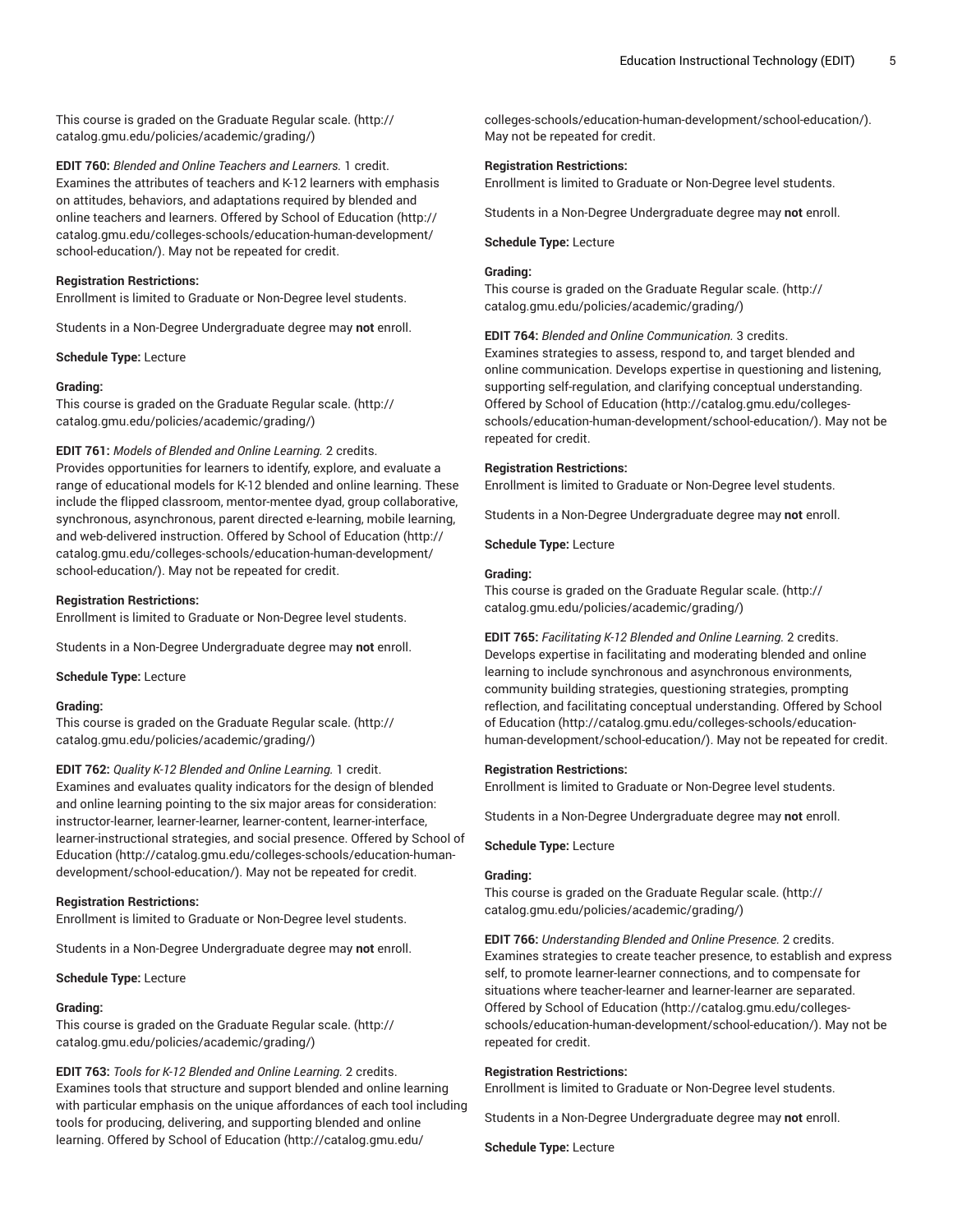This course is graded on the Graduate Regular scale. (http://catalog.gmu.edu/policies/academic/grading/)

**EDIT 760:** *Blended and Online Teachers and Learners.* 1 credit.
Examines the attributes of teachers and K-12 learners with emphasis on attitudes, behaviors, and adaptations required by blended and online teachers and learners. Offered by School of Education (http://catalog.gmu.edu/colleges-schools/education-human-development/school-education/). May not be repeated for credit.

**Registration Restrictions:**
Enrollment is limited to Graduate or Non-Degree level students.

Students in a Non-Degree Undergraduate degree may **not** enroll.

**Schedule Type:** Lecture

**Grading:**
This course is graded on the Graduate Regular scale. (http://catalog.gmu.edu/policies/academic/grading/)

**EDIT 761:** *Models of Blended and Online Learning.* 2 credits.
Provides opportunities for learners to identify, explore, and evaluate a range of educational models for K-12 blended and online learning. These include the flipped classroom, mentor-mentee dyad, group collaborative, synchronous, asynchronous, parent directed e-learning, mobile learning, and web-delivered instruction. Offered by School of Education (http://catalog.gmu.edu/colleges-schools/education-human-development/school-education/). May not be repeated for credit.

**Registration Restrictions:**
Enrollment is limited to Graduate or Non-Degree level students.

Students in a Non-Degree Undergraduate degree may **not** enroll.

**Schedule Type:** Lecture

**Grading:**
This course is graded on the Graduate Regular scale. (http://catalog.gmu.edu/policies/academic/grading/)

**EDIT 762:** *Quality K-12 Blended and Online Learning.* 1 credit.
Examines and evaluates quality indicators for the design of blended and online learning pointing to the six major areas for consideration: instructor-learner, learner-learner, learner-content, learner-interface, learner-instructional strategies, and social presence. Offered by School of Education (http://catalog.gmu.edu/colleges-schools/education-human-development/school-education/). May not be repeated for credit.

**Registration Restrictions:**
Enrollment is limited to Graduate or Non-Degree level students.

Students in a Non-Degree Undergraduate degree may **not** enroll.

**Schedule Type:** Lecture

**Grading:**
This course is graded on the Graduate Regular scale. (http://catalog.gmu.edu/policies/academic/grading/)

**EDIT 763:** *Tools for K-12 Blended and Online Learning.* 2 credits.
Examines tools that structure and support blended and online learning with particular emphasis on the unique affordances of each tool including tools for producing, delivering, and supporting blended and online learning. Offered by School of Education (http://catalog.gmu.edu/colleges-schools/education-human-development/school-education/). May not be repeated for credit.

**Registration Restrictions:**
Enrollment is limited to Graduate or Non-Degree level students.

Students in a Non-Degree Undergraduate degree may **not** enroll.

**Schedule Type:** Lecture

**Grading:**
This course is graded on the Graduate Regular scale. (http://catalog.gmu.edu/policies/academic/grading/)

**EDIT 764:** *Blended and Online Communication.* 3 credits.
Examines strategies to assess, respond to, and target blended and online communication. Develops expertise in questioning and listening, supporting self-regulation, and clarifying conceptual understanding. Offered by School of Education (http://catalog.gmu.edu/colleges-schools/education-human-development/school-education/). May not be repeated for credit.

**Registration Restrictions:**
Enrollment is limited to Graduate or Non-Degree level students.

Students in a Non-Degree Undergraduate degree may **not** enroll.

**Schedule Type:** Lecture

**Grading:**
This course is graded on the Graduate Regular scale. (http://catalog.gmu.edu/policies/academic/grading/)

**EDIT 765:** *Facilitating K-12 Blended and Online Learning.* 2 credits.
Develops expertise in facilitating and moderating blended and online learning to include synchronous and asynchronous environments, community building strategies, questioning strategies, prompting reflection, and facilitating conceptual understanding. Offered by School of Education (http://catalog.gmu.edu/colleges-schools/education-human-development/school-education/). May not be repeated for credit.

**Registration Restrictions:**
Enrollment is limited to Graduate or Non-Degree level students.

Students in a Non-Degree Undergraduate degree may **not** enroll.

**Schedule Type:** Lecture

**Grading:**
This course is graded on the Graduate Regular scale. (http://catalog.gmu.edu/policies/academic/grading/)

**EDIT 766:** *Understanding Blended and Online Presence.* 2 credits.
Examines strategies to create teacher presence, to establish and express self, to promote learner-learner connections, and to compensate for situations where teacher-learner and learner-learner are separated. Offered by School of Education (http://catalog.gmu.edu/colleges-schools/education-human-development/school-education/). May not be repeated for credit.

**Registration Restrictions:**
Enrollment is limited to Graduate or Non-Degree level students.

Students in a Non-Degree Undergraduate degree may **not** enroll.

**Schedule Type:** Lecture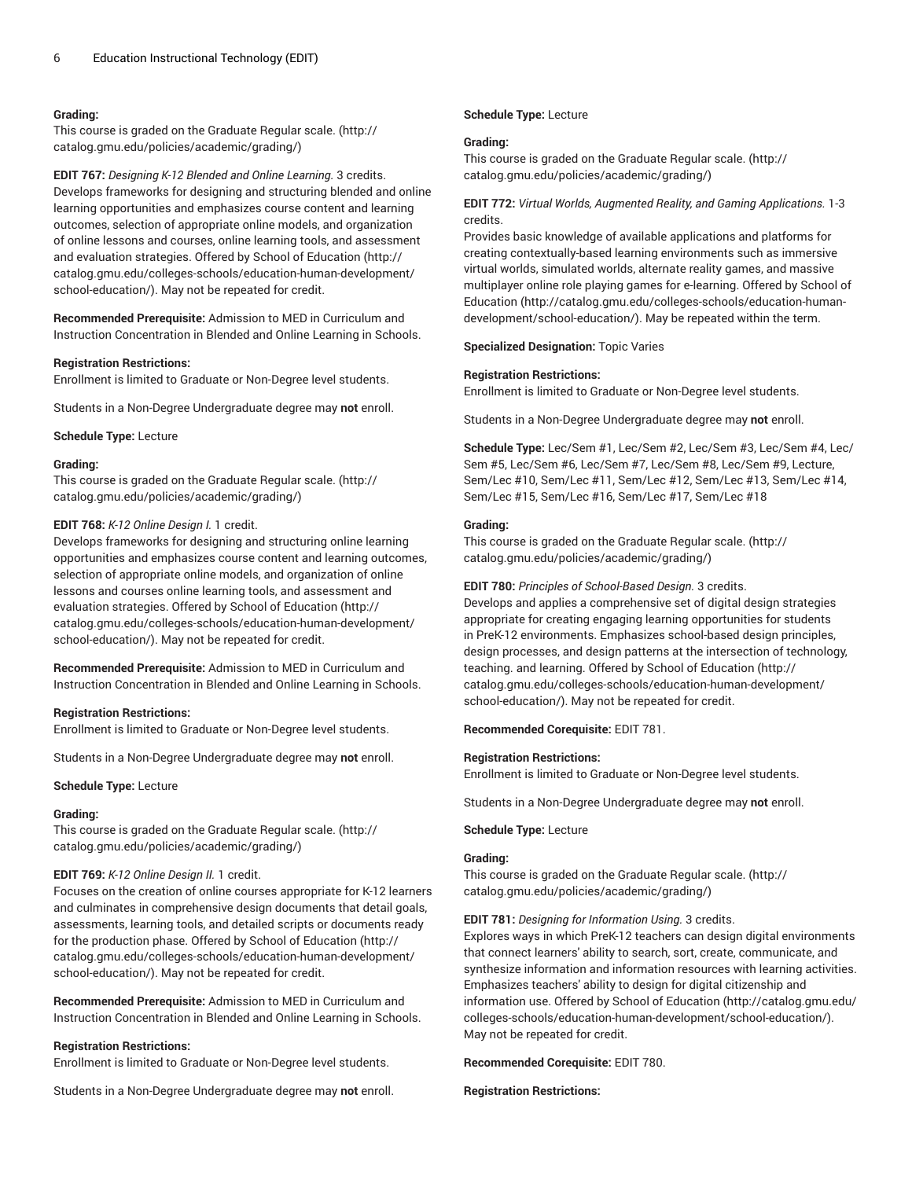**Grading:**
This course is graded on the Graduate Regular scale. (http://catalog.gmu.edu/policies/academic/grading/)

**EDIT 767:** *Designing K-12 Blended and Online Learning.* 3 credits.
Develops frameworks for designing and structuring blended and online learning opportunities and emphasizes course content and learning outcomes, selection of appropriate online models, and organization of online lessons and courses, online learning tools, and assessment and evaluation strategies. Offered by School of Education (http://catalog.gmu.edu/colleges-schools/education-human-development/school-education/). May not be repeated for credit.

**Recommended Prerequisite:** Admission to MED in Curriculum and Instruction Concentration in Blended and Online Learning in Schools.

**Registration Restrictions:**
Enrollment is limited to Graduate or Non-Degree level students.

Students in a Non-Degree Undergraduate degree may **not** enroll.

**Schedule Type:** Lecture

**Grading:**
This course is graded on the Graduate Regular scale. (http://catalog.gmu.edu/policies/academic/grading/)

**EDIT 768:** *K-12 Online Design I.* 1 credit.
Develops frameworks for designing and structuring online learning opportunities and emphasizes course content and learning outcomes, selection of appropriate online models, and organization of online lessons and courses online learning tools, and assessment and evaluation strategies. Offered by School of Education (http://catalog.gmu.edu/colleges-schools/education-human-development/school-education/). May not be repeated for credit.

**Recommended Prerequisite:** Admission to MED in Curriculum and Instruction Concentration in Blended and Online Learning in Schools.

**Registration Restrictions:**
Enrollment is limited to Graduate or Non-Degree level students.

Students in a Non-Degree Undergraduate degree may **not** enroll.

**Schedule Type:** Lecture

**Grading:**
This course is graded on the Graduate Regular scale. (http://catalog.gmu.edu/policies/academic/grading/)

**EDIT 769:** *K-12 Online Design II.* 1 credit.
Focuses on the creation of online courses appropriate for K-12 learners and culminates in comprehensive design documents that detail goals, assessments, learning tools, and detailed scripts or documents ready for the production phase. Offered by School of Education (http://catalog.gmu.edu/colleges-schools/education-human-development/school-education/). May not be repeated for credit.

**Recommended Prerequisite:** Admission to MED in Curriculum and Instruction Concentration in Blended and Online Learning in Schools.

**Registration Restrictions:**
Enrollment is limited to Graduate or Non-Degree level students.

Students in a Non-Degree Undergraduate degree may **not** enroll.

**Schedule Type:** Lecture

**Grading:**
This course is graded on the Graduate Regular scale. (http://catalog.gmu.edu/policies/academic/grading/)

**EDIT 772:** *Virtual Worlds, Augmented Reality, and Gaming Applications.* 1-3 credits.
Provides basic knowledge of available applications and platforms for creating contextually-based learning environments such as immersive virtual worlds, simulated worlds, alternate reality games, and massive multiplayer online role playing games for e-learning. Offered by School of Education (http://catalog.gmu.edu/colleges-schools/education-human-development/school-education/). May be repeated within the term.

**Specialized Designation:** Topic Varies

**Registration Restrictions:**
Enrollment is limited to Graduate or Non-Degree level students.

Students in a Non-Degree Undergraduate degree may **not** enroll.

**Schedule Type:** Lec/Sem #1, Lec/Sem #2, Lec/Sem #3, Lec/Sem #4, Lec/Sem #5, Lec/Sem #6, Lec/Sem #7, Lec/Sem #8, Lec/Sem #9, Lecture, Sem/Lec #10, Sem/Lec #11, Sem/Lec #12, Sem/Lec #13, Sem/Lec #14, Sem/Lec #15, Sem/Lec #16, Sem/Lec #17, Sem/Lec #18

**Grading:**
This course is graded on the Graduate Regular scale. (http://catalog.gmu.edu/policies/academic/grading/)

**EDIT 780:** *Principles of School-Based Design.* 3 credits.
Develops and applies a comprehensive set of digital design strategies appropriate for creating engaging learning opportunities for students in PreK-12 environments. Emphasizes school-based design principles, design processes, and design patterns at the intersection of technology, teaching. and learning. Offered by School of Education (http://catalog.gmu.edu/colleges-schools/education-human-development/school-education/). May not be repeated for credit.

**Recommended Corequisite:** EDIT 781.

**Registration Restrictions:**
Enrollment is limited to Graduate or Non-Degree level students.

Students in a Non-Degree Undergraduate degree may **not** enroll.

**Schedule Type:** Lecture

**Grading:**
This course is graded on the Graduate Regular scale. (http://catalog.gmu.edu/policies/academic/grading/)

**EDIT 781:** *Designing for Information Using.* 3 credits.
Explores ways in which PreK-12 teachers can design digital environments that connect learners' ability to search, sort, create, communicate, and synthesize information and information resources with learning activities. Emphasizes teachers' ability to design for digital citizenship and information use. Offered by School of Education (http://catalog.gmu.edu/colleges-schools/education-human-development/school-education/). May not be repeated for credit.

**Recommended Corequisite:** EDIT 780.

**Registration Restrictions:**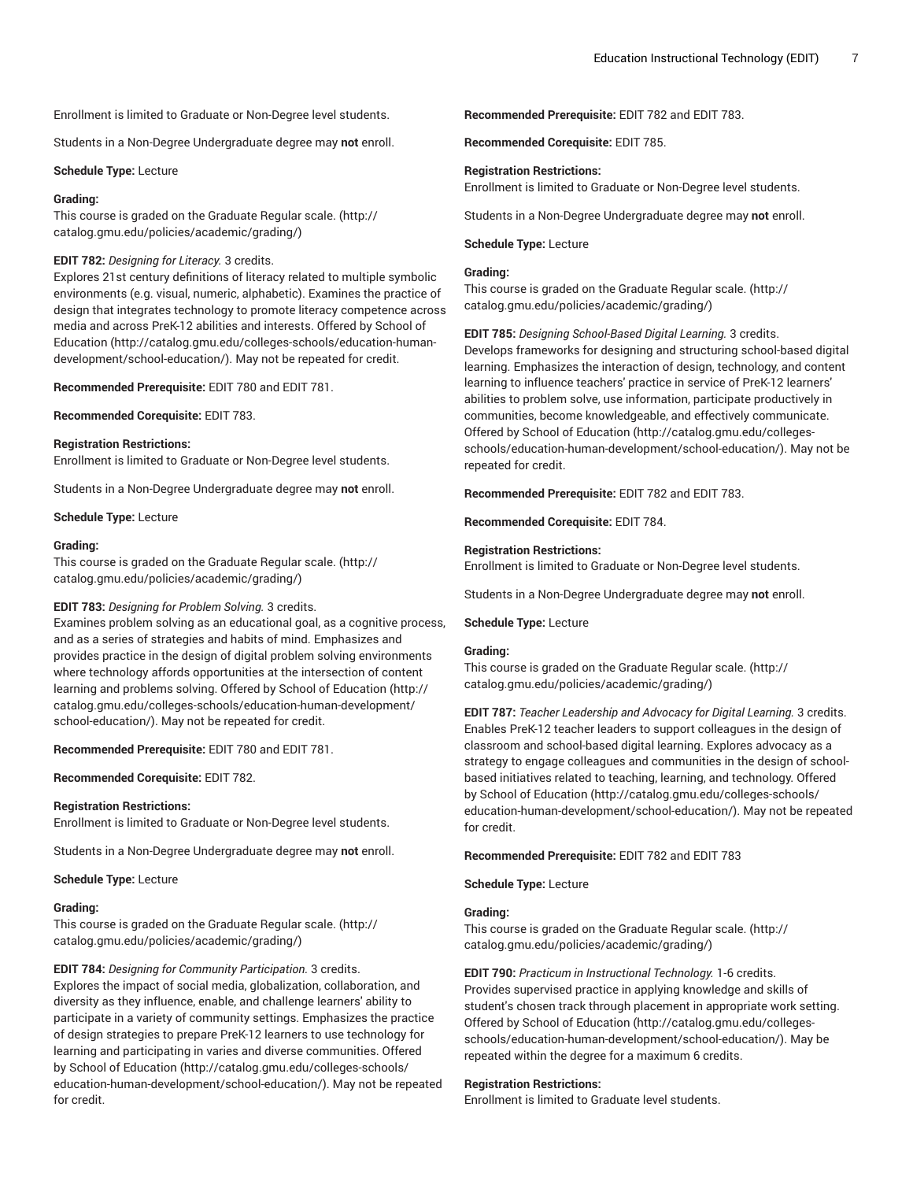Enrollment is limited to Graduate or Non-Degree level students.

Students in a Non-Degree Undergraduate degree may **not** enroll.

**Schedule Type:** Lecture

**Grading:**
This course is graded on the Graduate Regular scale. (http://catalog.gmu.edu/policies/academic/grading/)

**EDIT 782:** *Designing for Literacy.* 3 credits.
Explores 21st century definitions of literacy related to multiple symbolic environments (e.g. visual, numeric, alphabetic). Examines the practice of design that integrates technology to promote literacy competence across media and across PreK-12 abilities and interests. Offered by School of Education (http://catalog.gmu.edu/colleges-schools/education-human-development/school-education/). May not be repeated for credit.

**Recommended Prerequisite:** EDIT 780 and EDIT 781.

**Recommended Corequisite:** EDIT 783.

**Registration Restrictions:**
Enrollment is limited to Graduate or Non-Degree level students.

Students in a Non-Degree Undergraduate degree may **not** enroll.

**Schedule Type:** Lecture

**Grading:**
This course is graded on the Graduate Regular scale. (http://catalog.gmu.edu/policies/academic/grading/)

**EDIT 783:** *Designing for Problem Solving.* 3 credits.
Examines problem solving as an educational goal, as a cognitive process, and as a series of strategies and habits of mind. Emphasizes and provides practice in the design of digital problem solving environments where technology affords opportunities at the intersection of content learning and problems solving. Offered by School of Education (http://catalog.gmu.edu/colleges-schools/education-human-development/school-education/). May not be repeated for credit.

**Recommended Prerequisite:** EDIT 780 and EDIT 781.

**Recommended Corequisite:** EDIT 782.

**Registration Restrictions:**
Enrollment is limited to Graduate or Non-Degree level students.

Students in a Non-Degree Undergraduate degree may **not** enroll.

**Schedule Type:** Lecture

**Grading:**
This course is graded on the Graduate Regular scale. (http://catalog.gmu.edu/policies/academic/grading/)

**EDIT 784:** *Designing for Community Participation.* 3 credits.
Explores the impact of social media, globalization, collaboration, and diversity as they influence, enable, and challenge learners' ability to participate in a variety of community settings. Emphasizes the practice of design strategies to prepare PreK-12 learners to use technology for learning and participating in varies and diverse communities. Offered by School of Education (http://catalog.gmu.edu/colleges-schools/education-human-development/school-education/). May not be repeated for credit.

**Recommended Prerequisite:** EDIT 782 and EDIT 783.

**Recommended Corequisite:** EDIT 785.

**Registration Restrictions:**
Enrollment is limited to Graduate or Non-Degree level students.

Students in a Non-Degree Undergraduate degree may **not** enroll.

**Schedule Type:** Lecture

**Grading:**
This course is graded on the Graduate Regular scale. (http://catalog.gmu.edu/policies/academic/grading/)

**EDIT 785:** *Designing School-Based Digital Learning.* 3 credits.
Develops frameworks for designing and structuring school-based digital learning. Emphasizes the interaction of design, technology, and content learning to influence teachers' practice in service of PreK-12 learners' abilities to problem solve, use information, participate productively in communities, become knowledgeable, and effectively communicate. Offered by School of Education (http://catalog.gmu.edu/colleges-schools/education-human-development/school-education/). May not be repeated for credit.

**Recommended Prerequisite:** EDIT 782 and EDIT 783.

**Recommended Corequisite:** EDIT 784.

**Registration Restrictions:**
Enrollment is limited to Graduate or Non-Degree level students.

Students in a Non-Degree Undergraduate degree may **not** enroll.

**Schedule Type:** Lecture

**Grading:**
This course is graded on the Graduate Regular scale. (http://catalog.gmu.edu/policies/academic/grading/)

**EDIT 787:** *Teacher Leadership and Advocacy for Digital Learning.* 3 credits.
Enables PreK-12 teacher leaders to support colleagues in the design of classroom and school-based digital learning. Explores advocacy as a strategy to engage colleagues and communities in the design of school-based initiatives related to teaching, learning, and technology. Offered by School of Education (http://catalog.gmu.edu/colleges-schools/education-human-development/school-education/). May not be repeated for credit.

**Recommended Prerequisite:** EDIT 782 and EDIT 783

**Schedule Type:** Lecture

**Grading:**
This course is graded on the Graduate Regular scale. (http://catalog.gmu.edu/policies/academic/grading/)

**EDIT 790:** *Practicum in Instructional Technology.* 1-6 credits.
Provides supervised practice in applying knowledge and skills of student's chosen track through placement in appropriate work setting. Offered by School of Education (http://catalog.gmu.edu/colleges-schools/education-human-development/school-education/). May be repeated within the degree for a maximum 6 credits.

**Registration Restrictions:**
Enrollment is limited to Graduate level students.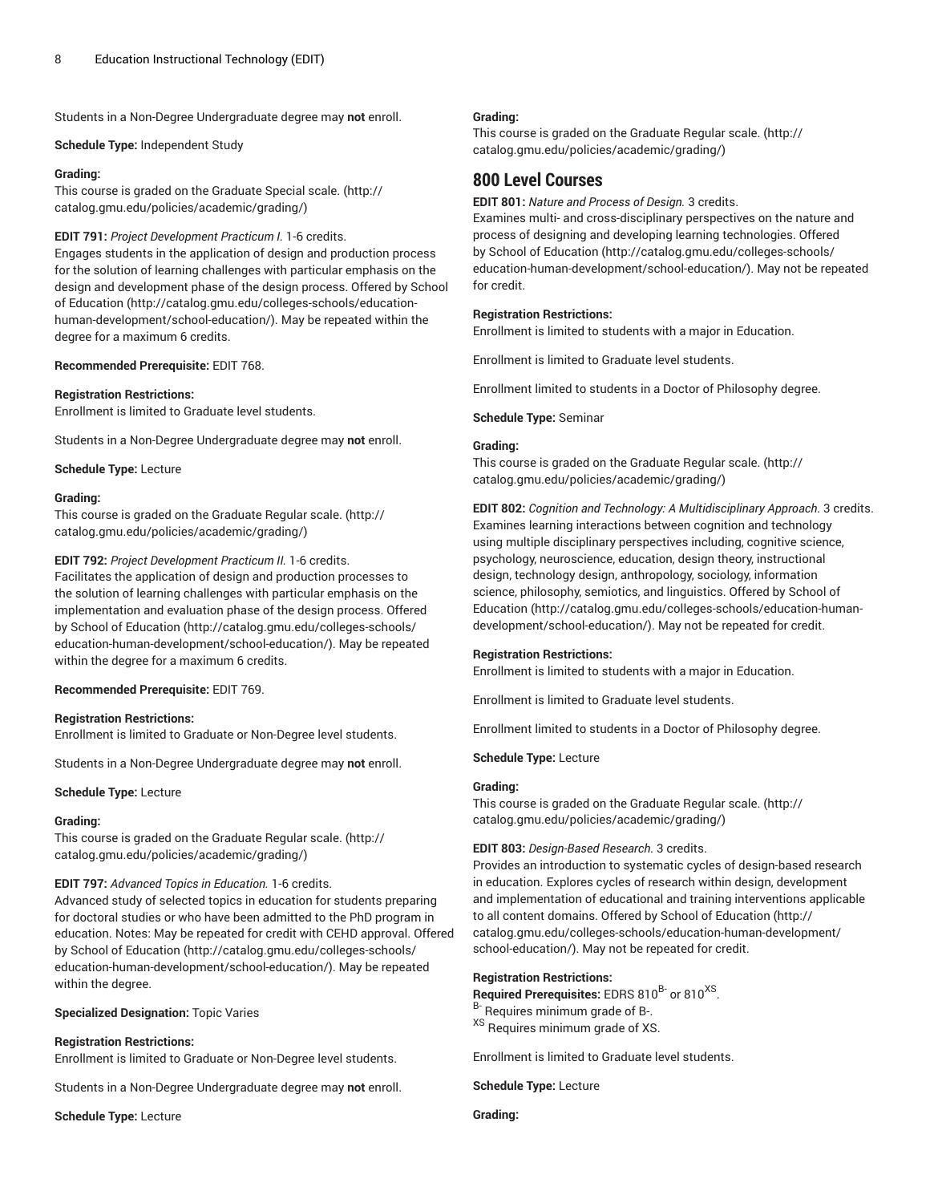Students in a Non-Degree Undergraduate degree may **not** enroll.

**Schedule Type:** Independent Study

**Grading:**
This course is graded on the Graduate Special scale. (http://catalog.gmu.edu/policies/academic/grading/)

**EDIT 791:** *Project Development Practicum I.* 1-6 credits.
Engages students in the application of design and production process for the solution of learning challenges with particular emphasis on the design and development phase of the design process. Offered by School of Education (http://catalog.gmu.edu/colleges-schools/education-human-development/school-education/). May be repeated within the degree for a maximum 6 credits.

**Recommended Prerequisite:** EDIT 768.

**Registration Restrictions:**
Enrollment is limited to Graduate level students.

Students in a Non-Degree Undergraduate degree may **not** enroll.

**Schedule Type:** Lecture

**Grading:**
This course is graded on the Graduate Regular scale. (http://catalog.gmu.edu/policies/academic/grading/)

**EDIT 792:** *Project Development Practicum II.* 1-6 credits.
Facilitates the application of design and production processes to the solution of learning challenges with particular emphasis on the implementation and evaluation phase of the design process. Offered by School of Education (http://catalog.gmu.edu/colleges-schools/education-human-development/school-education/). May be repeated within the degree for a maximum 6 credits.

**Recommended Prerequisite:** EDIT 769.

**Registration Restrictions:**
Enrollment is limited to Graduate or Non-Degree level students.

Students in a Non-Degree Undergraduate degree may **not** enroll.

**Schedule Type:** Lecture

**Grading:**
This course is graded on the Graduate Regular scale. (http://catalog.gmu.edu/policies/academic/grading/)

**EDIT 797:** *Advanced Topics in Education.* 1-6 credits.
Advanced study of selected topics in education for students preparing for doctoral studies or who have been admitted to the PhD program in education. Notes: May be repeated for credit with CEHD approval. Offered by School of Education (http://catalog.gmu.edu/colleges-schools/education-human-development/school-education/). May be repeated within the degree.

**Specialized Designation:** Topic Varies

**Registration Restrictions:**
Enrollment is limited to Graduate or Non-Degree level students.

Students in a Non-Degree Undergraduate degree may **not** enroll.

**Schedule Type:** Lecture

**Grading:**
This course is graded on the Graduate Regular scale. (http://catalog.gmu.edu/policies/academic/grading/)

## 800 Level Courses

**EDIT 801:** *Nature and Process of Design.* 3 credits.
Examines multi- and cross-disciplinary perspectives on the nature and process of designing and developing learning technologies. Offered by School of Education (http://catalog.gmu.edu/colleges-schools/education-human-development/school-education/). May not be repeated for credit.

**Registration Restrictions:**
Enrollment is limited to students with a major in Education.

Enrollment is limited to Graduate level students.

Enrollment limited to students in a Doctor of Philosophy degree.

**Schedule Type:** Seminar

**Grading:**
This course is graded on the Graduate Regular scale. (http://catalog.gmu.edu/policies/academic/grading/)

**EDIT 802:** *Cognition and Technology: A Multidisciplinary Approach.* 3 credits.
Examines learning interactions between cognition and technology using multiple disciplinary perspectives including, cognitive science, psychology, neuroscience, education, design theory, instructional design, technology design, anthropology, sociology, information science, philosophy, semiotics, and linguistics. Offered by School of Education (http://catalog.gmu.edu/colleges-schools/education-human-development/school-education/). May not be repeated for credit.

**Registration Restrictions:**
Enrollment is limited to students with a major in Education.

Enrollment is limited to Graduate level students.

Enrollment limited to students in a Doctor of Philosophy degree.

**Schedule Type:** Lecture

**Grading:**
This course is graded on the Graduate Regular scale. (http://catalog.gmu.edu/policies/academic/grading/)

**EDIT 803:** *Design-Based Research.* 3 credits.
Provides an introduction to systematic cycles of design-based research in education. Explores cycles of research within design, development and implementation of educational and training interventions applicable to all content domains. Offered by School of Education (http://catalog.gmu.edu/colleges-schools/education-human-development/school-education/). May not be repeated for credit.

**Registration Restrictions:**
**Required Prerequisites:** EDRS 810[B-] or 810[XS].
[B-] Requires minimum grade of B-.
[XS] Requires minimum grade of XS.

Enrollment is limited to Graduate level students.

**Schedule Type:** Lecture

**Grading:**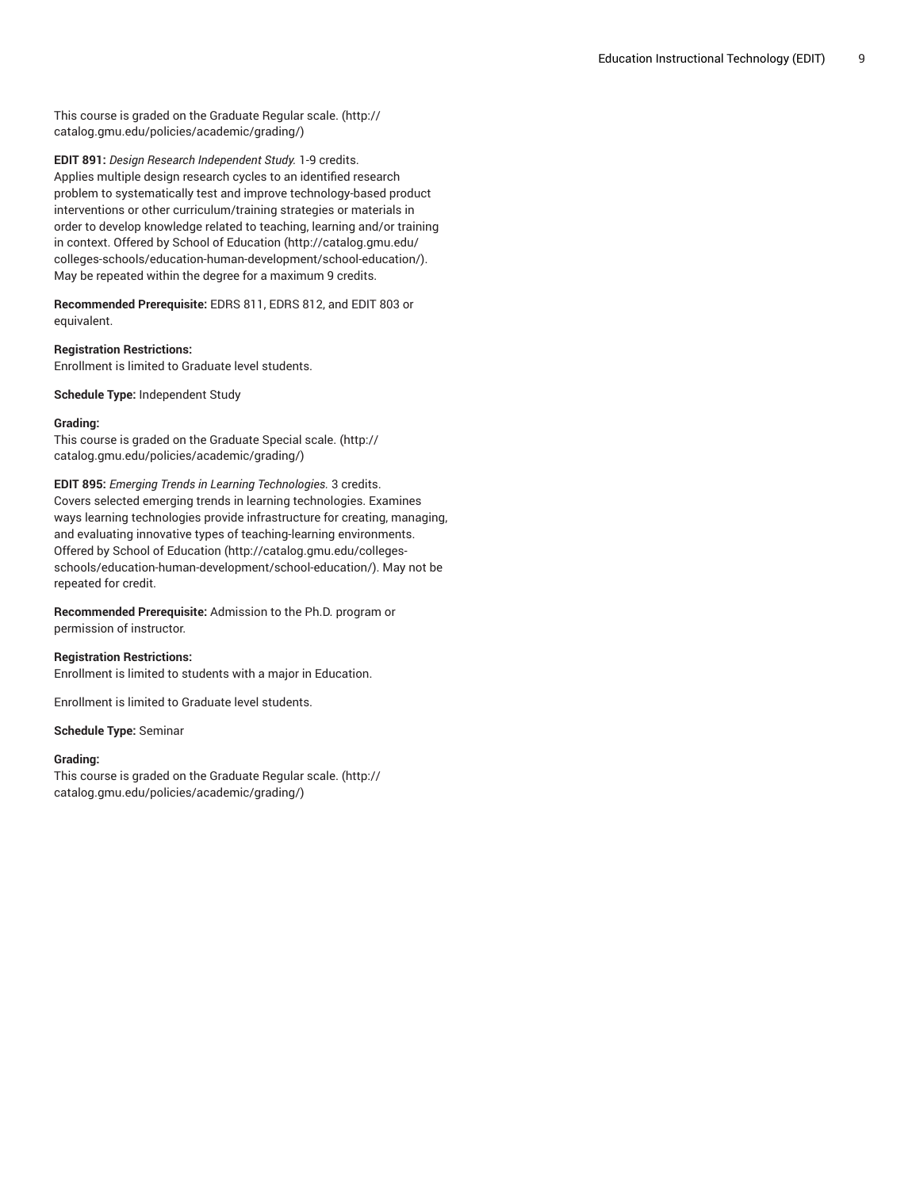This course is graded on the Graduate Regular scale. (http://catalog.gmu.edu/policies/academic/grading/)

**EDIT 891:** *Design Research Independent Study.* 1-9 credits.
Applies multiple design research cycles to an identified research problem to systematically test and improve technology-based product interventions or other curriculum/training strategies or materials in order to develop knowledge related to teaching, learning and/or training in context. Offered by School of Education (http://catalog.gmu.edu/colleges-schools/education-human-development/school-education/). May be repeated within the degree for a maximum 9 credits.

**Recommended Prerequisite:** EDRS 811, EDRS 812, and EDIT 803 or equivalent.

**Registration Restrictions:**
Enrollment is limited to Graduate level students.

**Schedule Type:** Independent Study

**Grading:**
This course is graded on the Graduate Special scale. (http://catalog.gmu.edu/policies/academic/grading/)

**EDIT 895:** *Emerging Trends in Learning Technologies.* 3 credits.
Covers selected emerging trends in learning technologies. Examines ways learning technologies provide infrastructure for creating, managing, and evaluating innovative types of teaching-learning environments. Offered by School of Education (http://catalog.gmu.edu/colleges-schools/education-human-development/school-education/). May not be repeated for credit.

**Recommended Prerequisite:** Admission to the Ph.D. program or permission of instructor.

**Registration Restrictions:**
Enrollment is limited to students with a major in Education.

Enrollment is limited to Graduate level students.

**Schedule Type:** Seminar

**Grading:**
This course is graded on the Graduate Regular scale. (http://catalog.gmu.edu/policies/academic/grading/)